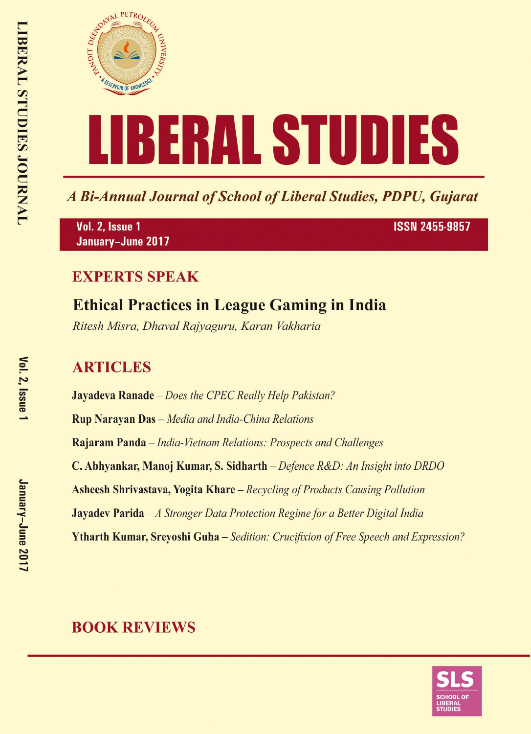# LIBERAL STUDIES

*A Bi-Annual Journal of School of Liberal Studies, PDPU, Gujarat*

**Vol. 2, Issue 1**
**January–June 2017**
**ISSN 2455-9857**

## EXPERTS SPEAK

### Ethical Practices in League Gaming in India

*Ritesh Misra, Dhaval Rajyaguru, Karan Vakharia*

## ARTICLES

**Jayadeva Ranade** – *Does the CPEC Really Help Pakistan?*

**Rup Narayan Das** – *Media and India-China Relations*

**Rajaram Panda** – *India-Vietnam Relations: Prospects and Challenges*

**C. Abhyankar, Manoj Kumar, S. Sidharth** – *Defence R&D: An Insight into DRDO*

**Asheesh Shrivastava, Yogita Khare** – *Recycling of Products Causing Pollution*

**Jayadev Parida** – *A Stronger Data Protection Regime for a Better Digital India*

**Ytharth Kumar, Sreyoshi Guha** – *Sedition: Crucifixion of Free Speech and Expression?*

## BOOK REVIEWS

SLS
SCHOOL OF LIBERAL STUDIES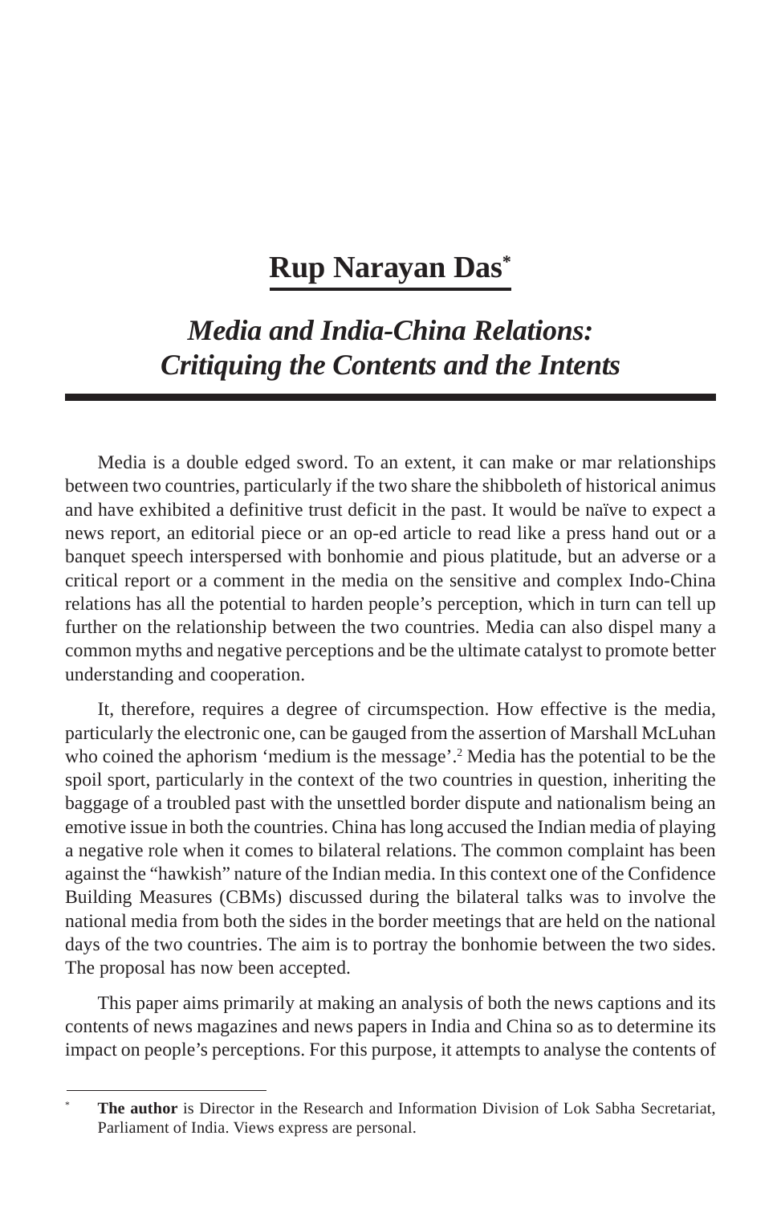# Rup Narayan Das[*]

## *Media and India-China Relations: Critiquing the Contents and the Intents*

Media is a double edged sword. To an extent, it can make or mar relationships between two countries, particularly if the two share the shibboleth of historical animus and have exhibited a definitive trust deficit in the past. It would be naïve to expect a news report, an editorial piece or an op-ed article to read like a press hand out or a banquet speech interspersed with bonhomie and pious platitude, but an adverse or a critical report or a comment in the media on the sensitive and complex Indo-China relations has all the potential to harden people's perception, which in turn can tell up further on the relationship between the two countries. Media can also dispel many a common myths and negative perceptions and be the ultimate catalyst to promote better understanding and cooperation.

It, therefore, requires a degree of circumspection. How effective is the media, particularly the electronic one, can be gauged from the assertion of Marshall McLuhan who coined the aphorism 'medium is the message'.[2] Media has the potential to be the spoil sport, particularly in the context of the two countries in question, inheriting the baggage of a troubled past with the unsettled border dispute and nationalism being an emotive issue in both the countries. China has long accused the Indian media of playing a negative role when it comes to bilateral relations. The common complaint has been against the "hawkish" nature of the Indian media. In this context one of the Confidence Building Measures (CBMs) discussed during the bilateral talks was to involve the national media from both the sides in the border meetings that are held on the national days of the two countries. The aim is to portray the bonhomie between the two sides. The proposal has now been accepted.

This paper aims primarily at making an analysis of both the news captions and its contents of news magazines and news papers in India and China so as to determine its impact on people's perceptions. For this purpose, it attempts to analyse the contents of

---

[*] **The author** is Director in the Research and Information Division of Lok Sabha Secretariat, Parliament of India. Views express are personal.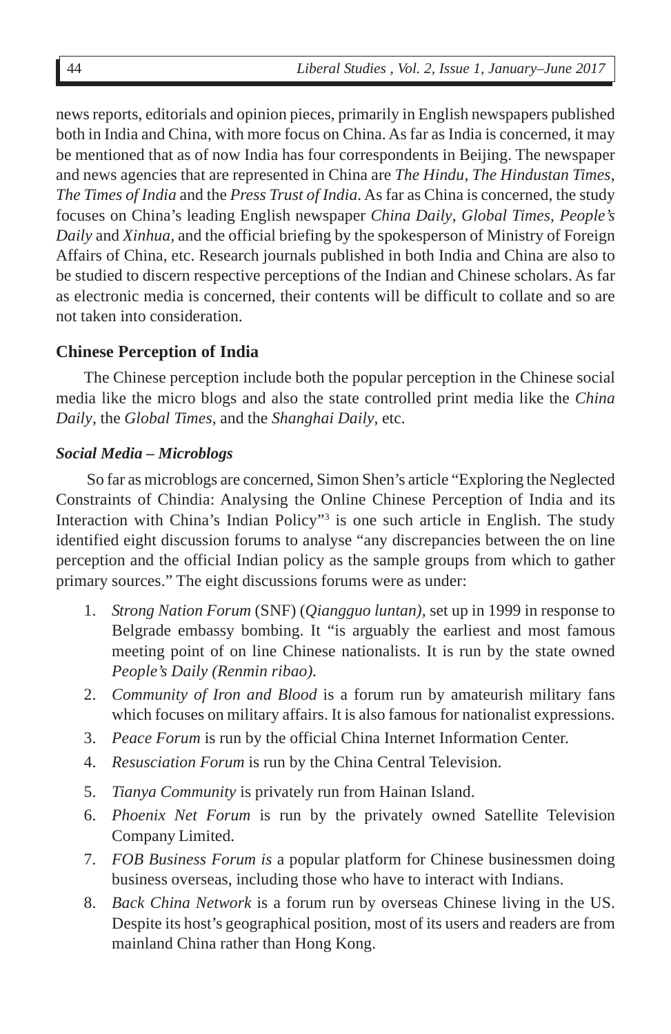news reports, editorials and opinion pieces, primarily in English newspapers published both in India and China, with more focus on China. As far as India is concerned, it may be mentioned that as of now India has four correspondents in Beijing. The newspaper and news agencies that are represented in China are *The Hindu*, *The Hindustan Times*, *The Times of India* and the *Press Trust of India*. As far as China is concerned, the study focuses on China's leading English newspaper *China Daily*, *Global Times*, *People's Daily* and *Xinhua*, and the official briefing by the spokesperson of Ministry of Foreign Affairs of China, etc. Research journals published in both India and China are also to be studied to discern respective perceptions of the Indian and Chinese scholars. As far as electronic media is concerned, their contents will be difficult to collate and so are not taken into consideration.

## Chinese Perception of India

The Chinese perception include both the popular perception in the Chinese social media like the micro blogs and also the state controlled print media like the *China Daily*, the *Global Times*, and the *Shanghai Daily*, etc.

### *Social Media – Microblogs*

So far as microblogs are concerned, Simon Shen's article "Exploring the Neglected Constraints of Chindia: Analysing the Online Chinese Perception of India and its Interaction with China's Indian Policy"[3] is one such article in English. The study identified eight discussion forums to analyse "any discrepancies between the on line perception and the official Indian policy as the sample groups from which to gather primary sources." The eight discussions forums were as under:

1. *Strong Nation Forum* (SNF) (*Qiangguo luntan)*, set up in 1999 in response to Belgrade embassy bombing. It "is arguably the earliest and most famous meeting point of on line Chinese nationalists. It is run by the state owned *People's Daily (Renmin ribao).*
2. *Community of Iron and Blood* is a forum run by amateurish military fans which focuses on military affairs. It is also famous for nationalist expressions.
3. *Peace Forum* is run by the official China Internet Information Center.
4. *Resusciation Forum* is run by the China Central Television.
5. *Tianya Community* is privately run from Hainan Island.
6. *Phoenix Net Forum* is run by the privately owned Satellite Television Company Limited.
7. *FOB Business Forum is* a popular platform for Chinese businessmen doing business overseas, including those who have to interact with Indians.
8. *Back China Network* is a forum run by overseas Chinese living in the US. Despite its host's geographical position, most of its users and readers are from mainland China rather than Hong Kong.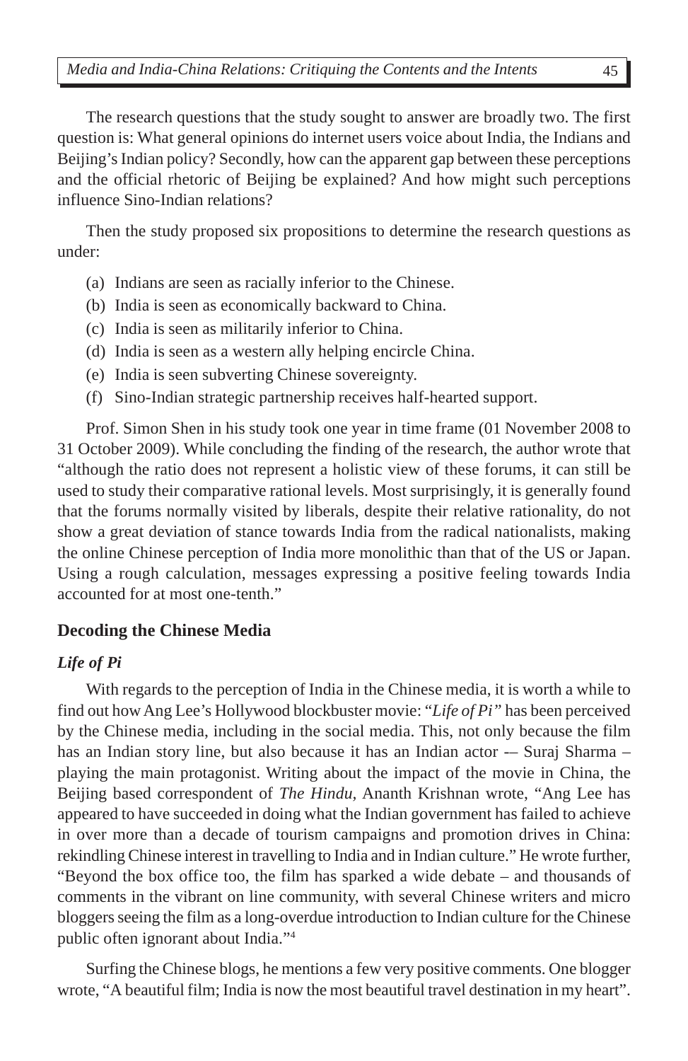The research questions that the study sought to answer are broadly two. The first question is: What general opinions do internet users voice about India, the Indians and Beijing's Indian policy? Secondly, how can the apparent gap between these perceptions and the official rhetoric of Beijing be explained? And how might such perceptions influence Sino-Indian relations?

Then the study proposed six propositions to determine the research questions as under:

(a) Indians are seen as racially inferior to the Chinese.
(b) India is seen as economically backward to China.
(c) India is seen as militarily inferior to China.
(d) India is seen as a western ally helping encircle China.
(e) India is seen subverting Chinese sovereignty.
(f) Sino-Indian strategic partnership receives half-hearted support.

Prof. Simon Shen in his study took one year in time frame (01 November 2008 to 31 October 2009). While concluding the finding of the research, the author wrote that "although the ratio does not represent a holistic view of these forums, it can still be used to study their comparative rational levels. Most surprisingly, it is generally found that the forums normally visited by liberals, despite their relative rationality, do not show a great deviation of stance towards India from the radical nationalists, making the online Chinese perception of India more monolithic than that of the US or Japan. Using a rough calculation, messages expressing a positive feeling towards India accounted for at most one-tenth."

## Decoding the Chinese Media

### *Life of Pi*

With regards to the perception of India in the Chinese media, it is worth a while to find out how Ang Lee's Hollywood blockbuster movie: "*Life of Pi*" has been perceived by the Chinese media, including in the social media. This, not only because the film has an Indian story line, but also because it has an Indian actor -– Suraj Sharma – playing the main protagonist. Writing about the impact of the movie in China, the Beijing based correspondent of *The Hindu,* Ananth Krishnan wrote, "Ang Lee has appeared to have succeeded in doing what the Indian government has failed to achieve in over more than a decade of tourism campaigns and promotion drives in China: rekindling Chinese interest in travelling to India and in Indian culture." He wrote further, "Beyond the box office too, the film has sparked a wide debate – and thousands of comments in the vibrant on line community, with several Chinese writers and micro bloggers seeing the film as a long-overdue introduction to Indian culture for the Chinese public often ignorant about India."[4]

Surfing the Chinese blogs, he mentions a few very positive comments. One blogger wrote, "A beautiful film; India is now the most beautiful travel destination in my heart".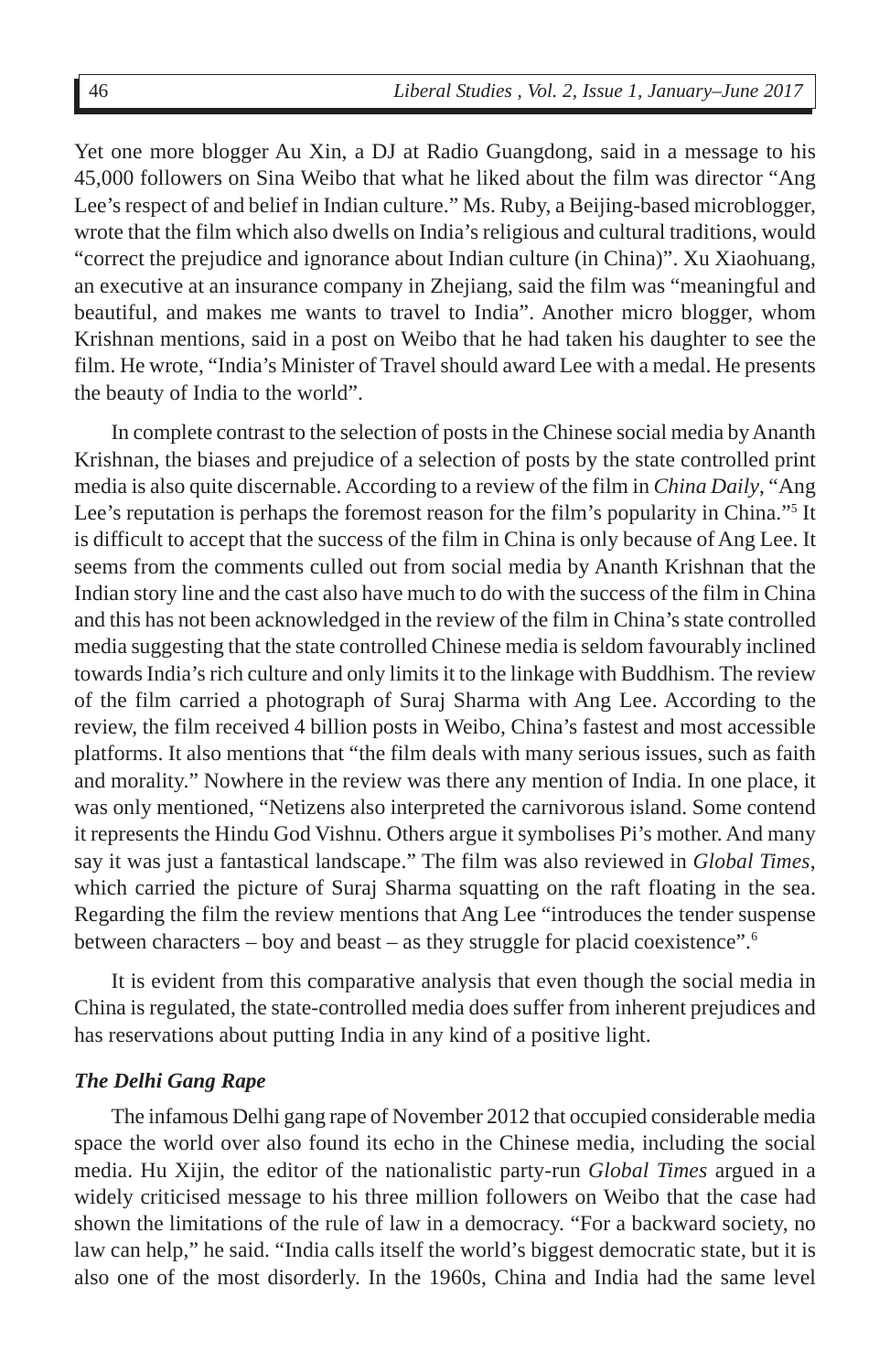Yet one more blogger Au Xin, a DJ at Radio Guangdong, said in a message to his 45,000 followers on Sina Weibo that what he liked about the film was director "Ang Lee's respect of and belief in Indian culture." Ms. Ruby, a Beijing-based microblogger, wrote that the film which also dwells on India's religious and cultural traditions, would "correct the prejudice and ignorance about Indian culture (in China)". Xu Xiaohuang, an executive at an insurance company in Zhejiang, said the film was "meaningful and beautiful, and makes me wants to travel to India". Another micro blogger, whom Krishnan mentions, said in a post on Weibo that he had taken his daughter to see the film. He wrote, "India's Minister of Travel should award Lee with a medal. He presents the beauty of India to the world".

In complete contrast to the selection of posts in the Chinese social media by Ananth Krishnan, the biases and prejudice of a selection of posts by the state controlled print media is also quite discernable. According to a review of the film in *China Daily*, "Ang Lee's reputation is perhaps the foremost reason for the film's popularity in China."[5] It is difficult to accept that the success of the film in China is only because of Ang Lee. It seems from the comments culled out from social media by Ananth Krishnan that the Indian story line and the cast also have much to do with the success of the film in China and this has not been acknowledged in the review of the film in China's state controlled media suggesting that the state controlled Chinese media is seldom favourably inclined towards India's rich culture and only limits it to the linkage with Buddhism. The review of the film carried a photograph of Suraj Sharma with Ang Lee. According to the review, the film received 4 billion posts in Weibo, China's fastest and most accessible platforms. It also mentions that "the film deals with many serious issues, such as faith and morality." Nowhere in the review was there any mention of India. In one place, it was only mentioned, "Netizens also interpreted the carnivorous island. Some contend it represents the Hindu God Vishnu. Others argue it symbolises Pi's mother. And many say it was just a fantastical landscape." The film was also reviewed in *Global Times*, which carried the picture of Suraj Sharma squatting on the raft floating in the sea. Regarding the film the review mentions that Ang Lee "introduces the tender suspense between characters – boy and beast – as they struggle for placid coexistence".[6]

It is evident from this comparative analysis that even though the social media in China is regulated, the state-controlled media does suffer from inherent prejudices and has reservations about putting India in any kind of a positive light.

### *The Delhi Gang Rape*

The infamous Delhi gang rape of November 2012 that occupied considerable media space the world over also found its echo in the Chinese media, including the social media. Hu Xijin, the editor of the nationalistic party-run *Global Times* argued in a widely criticised message to his three million followers on Weibo that the case had shown the limitations of the rule of law in a democracy. "For a backward society, no law can help," he said. "India calls itself the world's biggest democratic state, but it is also one of the most disorderly. In the 1960s, China and India had the same level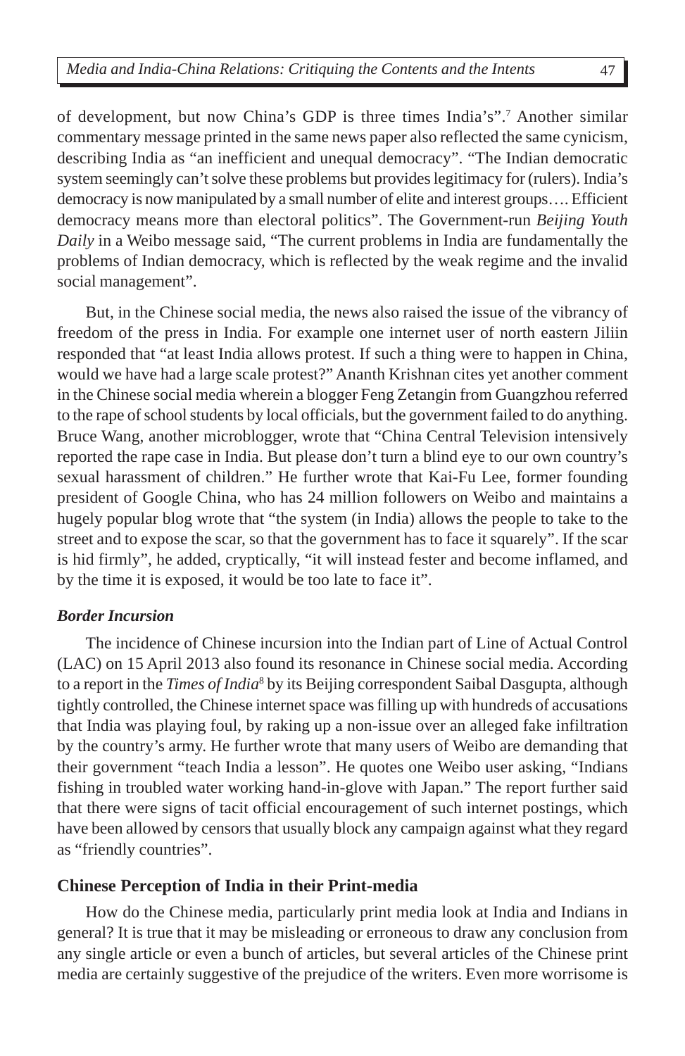of development, but now China's GDP is three times India's".[7] Another similar commentary message printed in the same news paper also reflected the same cynicism, describing India as "an inefficient and unequal democracy". "The Indian democratic system seemingly can't solve these problems but provides legitimacy for (rulers). India's democracy is now manipulated by a small number of elite and interest groups…. Efficient democracy means more than electoral politics". The Government-run *Beijing Youth Daily* in a Weibo message said, "The current problems in India are fundamentally the problems of Indian democracy, which is reflected by the weak regime and the invalid social management".

But, in the Chinese social media, the news also raised the issue of the vibrancy of freedom of the press in India. For example one internet user of north eastern Jiliin responded that "at least India allows protest. If such a thing were to happen in China, would we have had a large scale protest?" Ananth Krishnan cites yet another comment in the Chinese social media wherein a blogger Feng Zetangin from Guangzhou referred to the rape of school students by local officials, but the government failed to do anything. Bruce Wang, another microblogger, wrote that "China Central Television intensively reported the rape case in India. But please don't turn a blind eye to our own country's sexual harassment of children." He further wrote that Kai-Fu Lee, former founding president of Google China, who has 24 million followers on Weibo and maintains a hugely popular blog wrote that "the system (in India) allows the people to take to the street and to expose the scar, so that the government has to face it squarely". If the scar is hid firmly", he added, cryptically, "it will instead fester and become inflamed, and by the time it is exposed, it would be too late to face it".

### *Border Incursion*

The incidence of Chinese incursion into the Indian part of Line of Actual Control (LAC) on 15 April 2013 also found its resonance in Chinese social media. According to a report in the *Times of India*[8] by its Beijing correspondent Saibal Dasgupta, although tightly controlled, the Chinese internet space was filling up with hundreds of accusations that India was playing foul, by raking up a non-issue over an alleged fake infiltration by the country's army. He further wrote that many users of Weibo are demanding that their government "teach India a lesson". He quotes one Weibo user asking, "Indians fishing in troubled water working hand-in-glove with Japan." The report further said that there were signs of tacit official encouragement of such internet postings, which have been allowed by censors that usually block any campaign against what they regard as "friendly countries".

## Chinese Perception of India in their Print-media

How do the Chinese media, particularly print media look at India and Indians in general? It is true that it may be misleading or erroneous to draw any conclusion from any single article or even a bunch of articles, but several articles of the Chinese print media are certainly suggestive of the prejudice of the writers. Even more worrisome is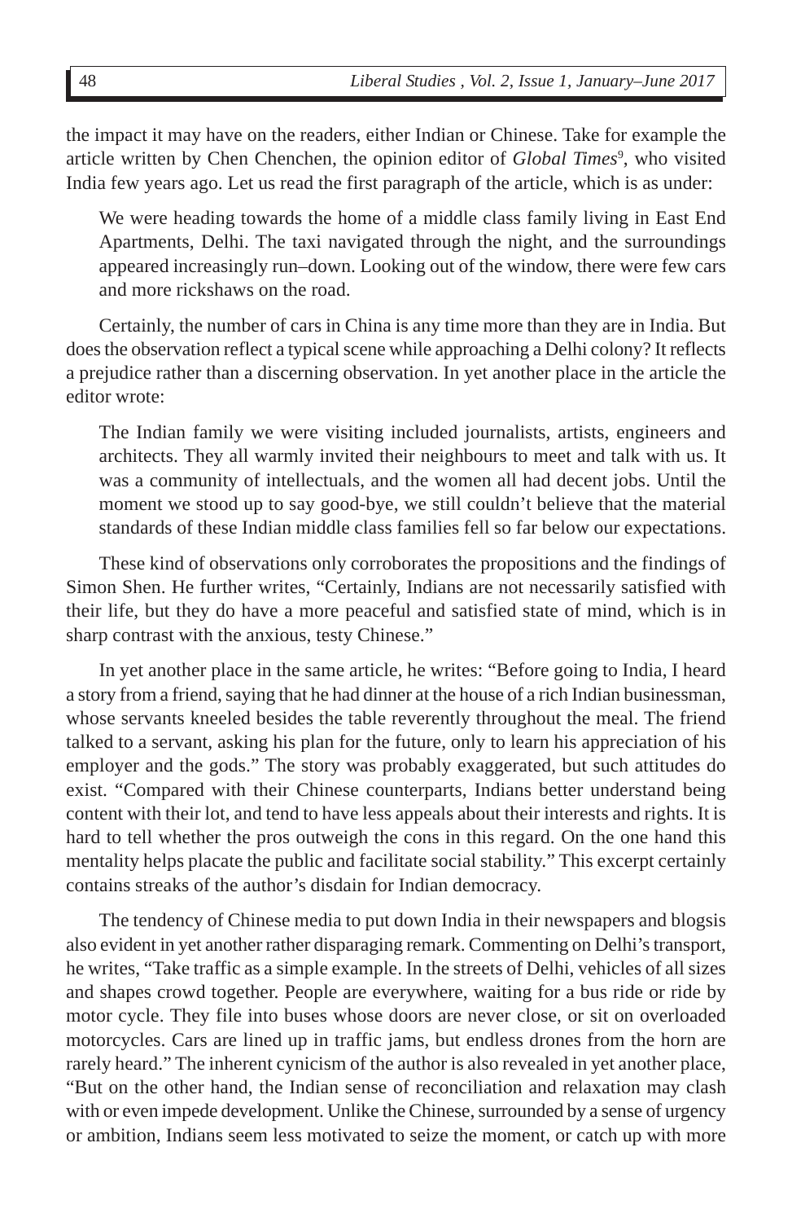the impact it may have on the readers, either Indian or Chinese. Take for example the article written by Chen Chenchen, the opinion editor of *Global Times*[9], who visited India few years ago. Let us read the first paragraph of the article, which is as under:

> We were heading towards the home of a middle class family living in East End Apartments, Delhi. The taxi navigated through the night, and the surroundings appeared increasingly run–down. Looking out of the window, there were few cars and more rickshaws on the road.

Certainly, the number of cars in China is any time more than they are in India. But does the observation reflect a typical scene while approaching a Delhi colony? It reflects a prejudice rather than a discerning observation. In yet another place in the article the editor wrote:

> The Indian family we were visiting included journalists, artists, engineers and architects. They all warmly invited their neighbours to meet and talk with us. It was a community of intellectuals, and the women all had decent jobs. Until the moment we stood up to say good-bye, we still couldn't believe that the material standards of these Indian middle class families fell so far below our expectations.

These kind of observations only corroborates the propositions and the findings of Simon Shen. He further writes, "Certainly, Indians are not necessarily satisfied with their life, but they do have a more peaceful and satisfied state of mind, which is in sharp contrast with the anxious, testy Chinese."

In yet another place in the same article, he writes: "Before going to India, I heard a story from a friend, saying that he had dinner at the house of a rich Indian businessman, whose servants kneeled besides the table reverently throughout the meal. The friend talked to a servant, asking his plan for the future, only to learn his appreciation of his employer and the gods." The story was probably exaggerated, but such attitudes do exist. "Compared with their Chinese counterparts, Indians better understand being content with their lot, and tend to have less appeals about their interests and rights. It is hard to tell whether the pros outweigh the cons in this regard. On the one hand this mentality helps placate the public and facilitate social stability." This excerpt certainly contains streaks of the author's disdain for Indian democracy.

The tendency of Chinese media to put down India in their newspapers and blogsis also evident in yet another rather disparaging remark. Commenting on Delhi's transport, he writes, "Take traffic as a simple example. In the streets of Delhi, vehicles of all sizes and shapes crowd together. People are everywhere, waiting for a bus ride or ride by motor cycle. They file into buses whose doors are never close, or sit on overloaded motorcycles. Cars are lined up in traffic jams, but endless drones from the horn are rarely heard." The inherent cynicism of the author is also revealed in yet another place, "But on the other hand, the Indian sense of reconciliation and relaxation may clash with or even impede development. Unlike the Chinese, surrounded by a sense of urgency or ambition, Indians seem less motivated to seize the moment, or catch up with more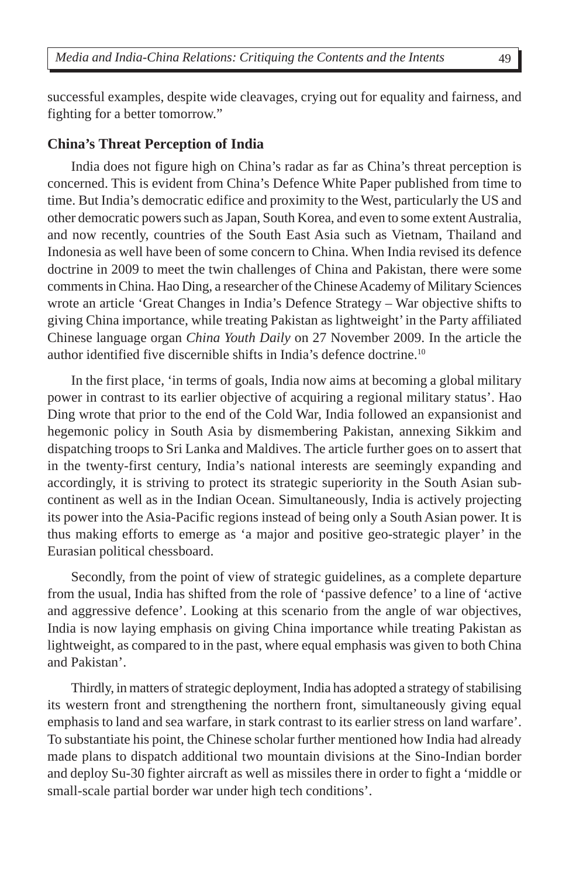successful examples, despite wide cleavages, crying out for equality and fairness, and fighting for a better tomorrow."

### China's Threat Perception of India

India does not figure high on China's radar as far as China's threat perception is concerned. This is evident from China's Defence White Paper published from time to time. But India's democratic edifice and proximity to the West, particularly the US and other democratic powers such as Japan, South Korea, and even to some extent Australia, and now recently, countries of the South East Asia such as Vietnam, Thailand and Indonesia as well have been of some concern to China. When India revised its defence doctrine in 2009 to meet the twin challenges of China and Pakistan, there were some comments in China. Hao Ding, a researcher of the Chinese Academy of Military Sciences wrote an article 'Great Changes in India's Defence Strategy – War objective shifts to giving China importance, while treating Pakistan as lightweight' in the Party affiliated Chinese language organ *China Youth Daily* on 27 November 2009. In the article the author identified five discernible shifts in India's defence doctrine.[10]

In the first place, 'in terms of goals, India now aims at becoming a global military power in contrast to its earlier objective of acquiring a regional military status'. Hao Ding wrote that prior to the end of the Cold War, India followed an expansionist and hegemonic policy in South Asia by dismembering Pakistan, annexing Sikkim and dispatching troops to Sri Lanka and Maldives. The article further goes on to assert that in the twenty-first century, India's national interests are seemingly expanding and accordingly, it is striving to protect its strategic superiority in the South Asian sub-continent as well as in the Indian Ocean. Simultaneously, India is actively projecting its power into the Asia-Pacific regions instead of being only a South Asian power. It is thus making efforts to emerge as 'a major and positive geo-strategic player' in the Eurasian political chessboard.

Secondly, from the point of view of strategic guidelines, as a complete departure from the usual, India has shifted from the role of 'passive defence' to a line of 'active and aggressive defence'. Looking at this scenario from the angle of war objectives, India is now laying emphasis on giving China importance while treating Pakistan as lightweight, as compared to in the past, where equal emphasis was given to both China and Pakistan'.

Thirdly, in matters of strategic deployment, India has adopted a strategy of stabilising its western front and strengthening the northern front, simultaneously giving equal emphasis to land and sea warfare, in stark contrast to its earlier stress on land warfare'. To substantiate his point, the Chinese scholar further mentioned how India had already made plans to dispatch additional two mountain divisions at the Sino-Indian border and deploy Su-30 fighter aircraft as well as missiles there in order to fight a 'middle or small-scale partial border war under high tech conditions'.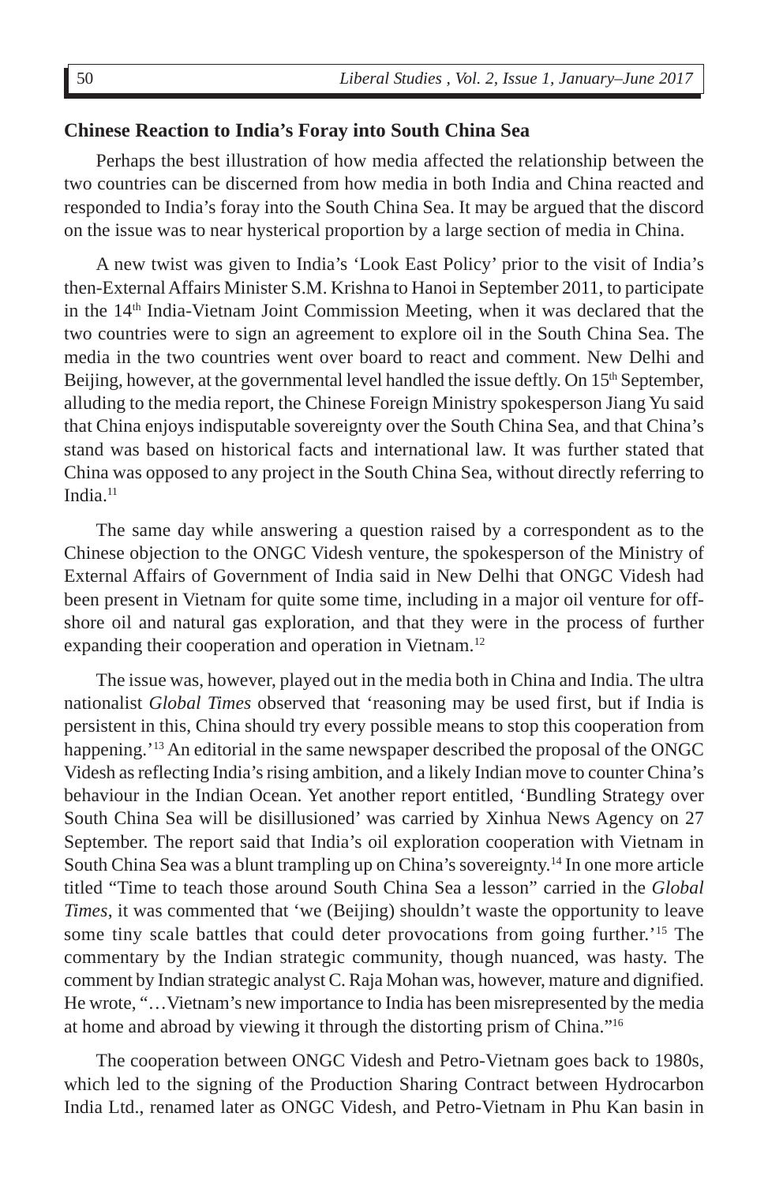## Chinese Reaction to India's Foray into South China Sea

Perhaps the best illustration of how media affected the relationship between the two countries can be discerned from how media in both India and China reacted and responded to India's foray into the South China Sea. It may be argued that the discord on the issue was to near hysterical proportion by a large section of media in China.

A new twist was given to India's 'Look East Policy' prior to the visit of India's then-External Affairs Minister S.M. Krishna to Hanoi in September 2011, to participate in the 14th India-Vietnam Joint Commission Meeting, when it was declared that the two countries were to sign an agreement to explore oil in the South China Sea. The media in the two countries went over board to react and comment. New Delhi and Beijing, however, at the governmental level handled the issue deftly. On 15th September, alluding to the media report, the Chinese Foreign Ministry spokesperson Jiang Yu said that China enjoys indisputable sovereignty over the South China Sea, and that China's stand was based on historical facts and international law. It was further stated that China was opposed to any project in the South China Sea, without directly referring to India.[11]

The same day while answering a question raised by a correspondent as to the Chinese objection to the ONGC Videsh venture, the spokesperson of the Ministry of External Affairs of Government of India said in New Delhi that ONGC Videsh had been present in Vietnam for quite some time, including in a major oil venture for off-shore oil and natural gas exploration, and that they were in the process of further expanding their cooperation and operation in Vietnam.[12]

The issue was, however, played out in the media both in China and India. The ultra nationalist *Global Times* observed that 'reasoning may be used first, but if India is persistent in this, China should try every possible means to stop this cooperation from happening.'[13] An editorial in the same newspaper described the proposal of the ONGC Videsh as reflecting India's rising ambition, and a likely Indian move to counter China's behaviour in the Indian Ocean. Yet another report entitled, 'Bundling Strategy over South China Sea will be disillusioned' was carried by Xinhua News Agency on 27 September. The report said that India's oil exploration cooperation with Vietnam in South China Sea was a blunt trampling up on China's sovereignty.[14] In one more article titled "Time to teach those around South China Sea a lesson" carried in the *Global Times*, it was commented that 'we (Beijing) shouldn't waste the opportunity to leave some tiny scale battles that could deter provocations from going further.'[15] The commentary by the Indian strategic community, though nuanced, was hasty. The comment by Indian strategic analyst C. Raja Mohan was, however, mature and dignified. He wrote, "…Vietnam's new importance to India has been misrepresented by the media at home and abroad by viewing it through the distorting prism of China."[16]

The cooperation between ONGC Videsh and Petro-Vietnam goes back to 1980s, which led to the signing of the Production Sharing Contract between Hydrocarbon India Ltd., renamed later as ONGC Videsh, and Petro-Vietnam in Phu Kan basin in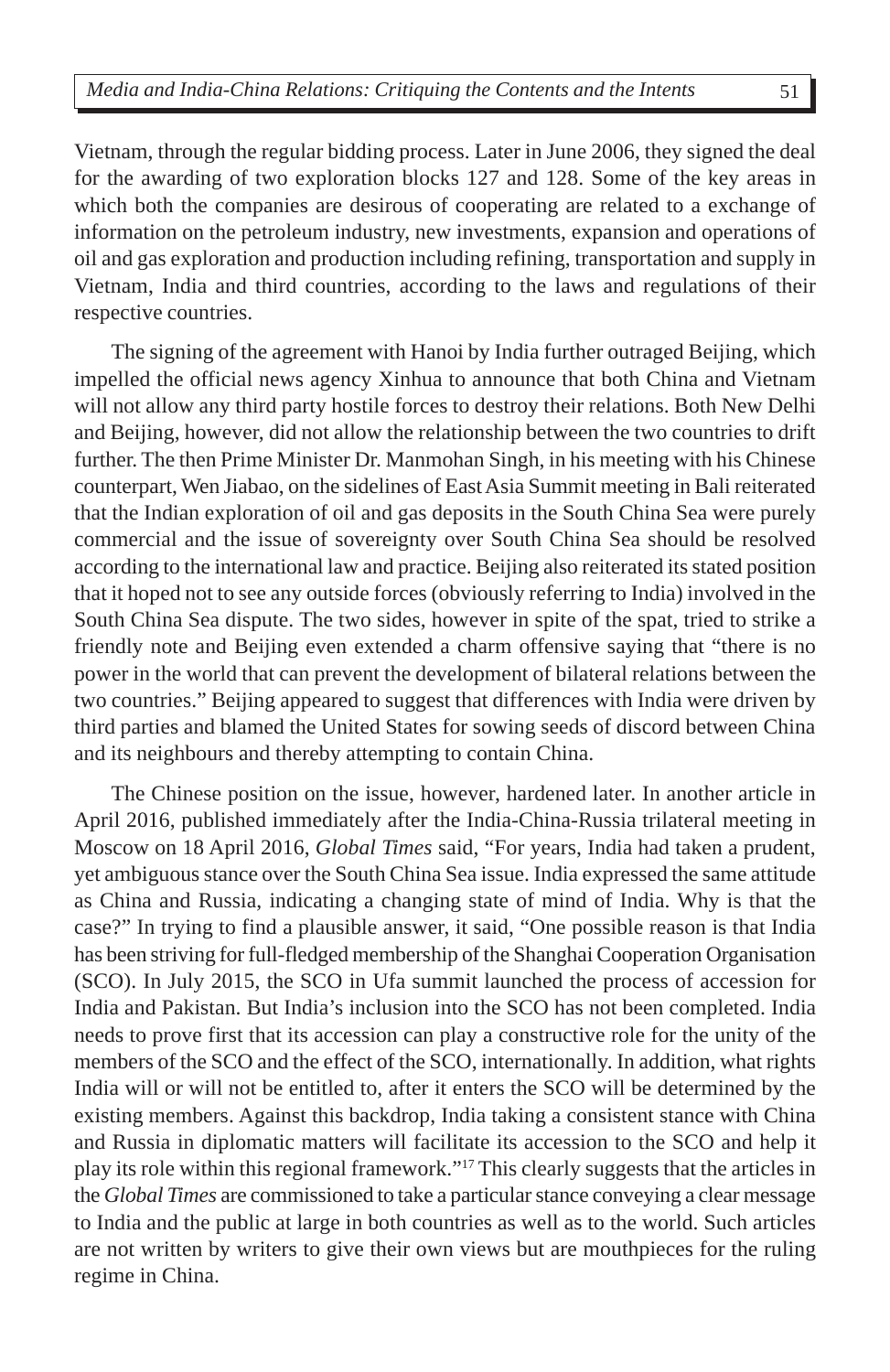Vietnam, through the regular bidding process. Later in June 2006, they signed the deal for the awarding of two exploration blocks 127 and 128. Some of the key areas in which both the companies are desirous of cooperating are related to a exchange of information on the petroleum industry, new investments, expansion and operations of oil and gas exploration and production including refining, transportation and supply in Vietnam, India and third countries, according to the laws and regulations of their respective countries.

The signing of the agreement with Hanoi by India further outraged Beijing, which impelled the official news agency Xinhua to announce that both China and Vietnam will not allow any third party hostile forces to destroy their relations. Both New Delhi and Beijing, however, did not allow the relationship between the two countries to drift further. The then Prime Minister Dr. Manmohan Singh, in his meeting with his Chinese counterpart, Wen Jiabao, on the sidelines of East Asia Summit meeting in Bali reiterated that the Indian exploration of oil and gas deposits in the South China Sea were purely commercial and the issue of sovereignty over South China Sea should be resolved according to the international law and practice. Beijing also reiterated its stated position that it hoped not to see any outside forces (obviously referring to India) involved in the South China Sea dispute. The two sides, however in spite of the spat, tried to strike a friendly note and Beijing even extended a charm offensive saying that "there is no power in the world that can prevent the development of bilateral relations between the two countries." Beijing appeared to suggest that differences with India were driven by third parties and blamed the United States for sowing seeds of discord between China and its neighbours and thereby attempting to contain China.

The Chinese position on the issue, however, hardened later. In another article in April 2016, published immediately after the India-China-Russia trilateral meeting in Moscow on 18 April 2016, *Global Times* said, "For years, India had taken a prudent, yet ambiguous stance over the South China Sea issue. India expressed the same attitude as China and Russia, indicating a changing state of mind of India. Why is that the case?" In trying to find a plausible answer, it said, "One possible reason is that India has been striving for full-fledged membership of the Shanghai Cooperation Organisation (SCO). In July 2015, the SCO in Ufa summit launched the process of accession for India and Pakistan. But India's inclusion into the SCO has not been completed. India needs to prove first that its accession can play a constructive role for the unity of the members of the SCO and the effect of the SCO, internationally. In addition, what rights India will or will not be entitled to, after it enters the SCO will be determined by the existing members. Against this backdrop, India taking a consistent stance with China and Russia in diplomatic matters will facilitate its accession to the SCO and help it play its role within this regional framework."[17] This clearly suggests that the articles in the *Global Times* are commissioned to take a particular stance conveying a clear message to India and the public at large in both countries as well as to the world. Such articles are not written by writers to give their own views but are mouthpieces for the ruling regime in China.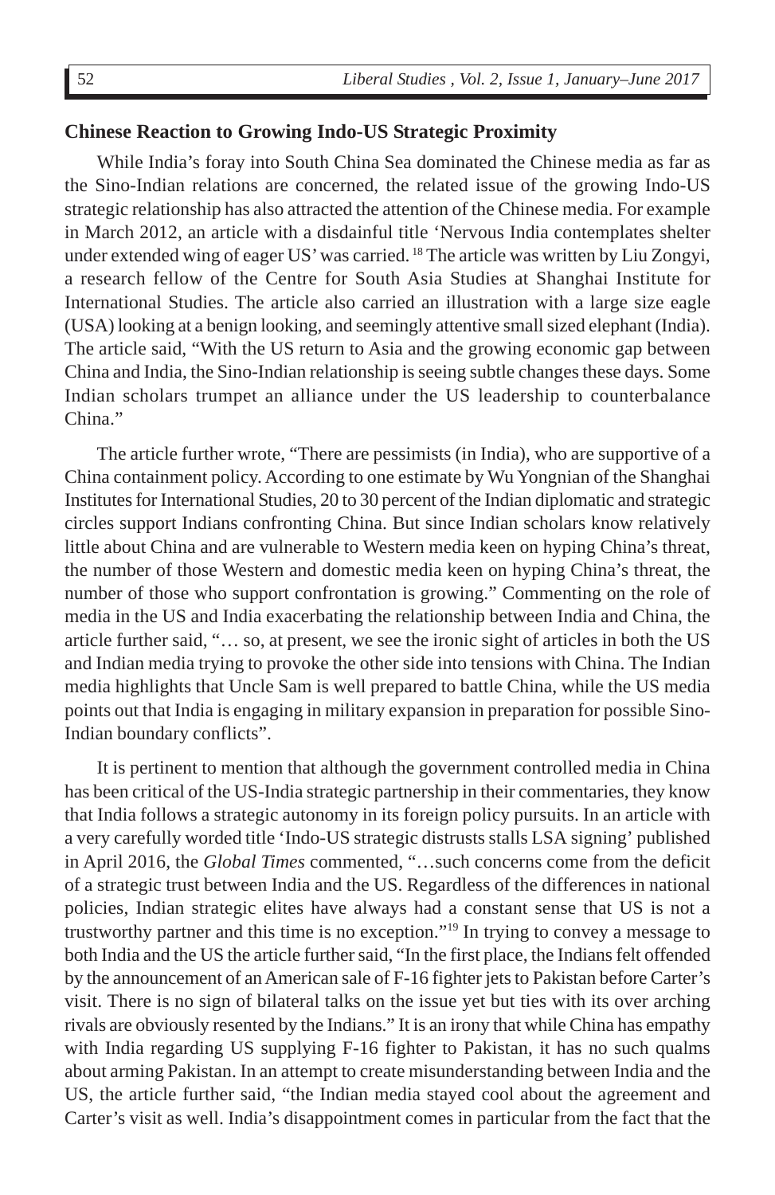## Chinese Reaction to Growing Indo-US Strategic Proximity

While India's foray into South China Sea dominated the Chinese media as far as the Sino-Indian relations are concerned, the related issue of the growing Indo-US strategic relationship has also attracted the attention of the Chinese media. For example in March 2012, an article with a disdainful title 'Nervous India contemplates shelter under extended wing of eager US' was carried. [18] The article was written by Liu Zongyi, a research fellow of the Centre for South Asia Studies at Shanghai Institute for International Studies. The article also carried an illustration with a large size eagle (USA) looking at a benign looking, and seemingly attentive small sized elephant (India). The article said, "With the US return to Asia and the growing economic gap between China and India, the Sino-Indian relationship is seeing subtle changes these days. Some Indian scholars trumpet an alliance under the US leadership to counterbalance China."

The article further wrote, "There are pessimists (in India), who are supportive of a China containment policy. According to one estimate by Wu Yongnian of the Shanghai Institutes for International Studies, 20 to 30 percent of the Indian diplomatic and strategic circles support Indians confronting China. But since Indian scholars know relatively little about China and are vulnerable to Western media keen on hyping China's threat, the number of those Western and domestic media keen on hyping China's threat, the number of those who support confrontation is growing." Commenting on the role of media in the US and India exacerbating the relationship between India and China, the article further said, "… so, at present, we see the ironic sight of articles in both the US and Indian media trying to provoke the other side into tensions with China. The Indian media highlights that Uncle Sam is well prepared to battle China, while the US media points out that India is engaging in military expansion in preparation for possible Sino-Indian boundary conflicts".

It is pertinent to mention that although the government controlled media in China has been critical of the US-India strategic partnership in their commentaries, they know that India follows a strategic autonomy in its foreign policy pursuits. In an article with a very carefully worded title 'Indo-US strategic distrusts stalls LSA signing' published in April 2016, the *Global Times* commented, "…such concerns come from the deficit of a strategic trust between India and the US. Regardless of the differences in national policies, Indian strategic elites have always had a constant sense that US is not a trustworthy partner and this time is no exception."[19] In trying to convey a message to both India and the US the article further said, "In the first place, the Indians felt offended by the announcement of an American sale of F-16 fighter jets to Pakistan before Carter's visit. There is no sign of bilateral talks on the issue yet but ties with its over arching rivals are obviously resented by the Indians." It is an irony that while China has empathy with India regarding US supplying F-16 fighter to Pakistan, it has no such qualms about arming Pakistan. In an attempt to create misunderstanding between India and the US, the article further said, "the Indian media stayed cool about the agreement and Carter's visit as well. India's disappointment comes in particular from the fact that the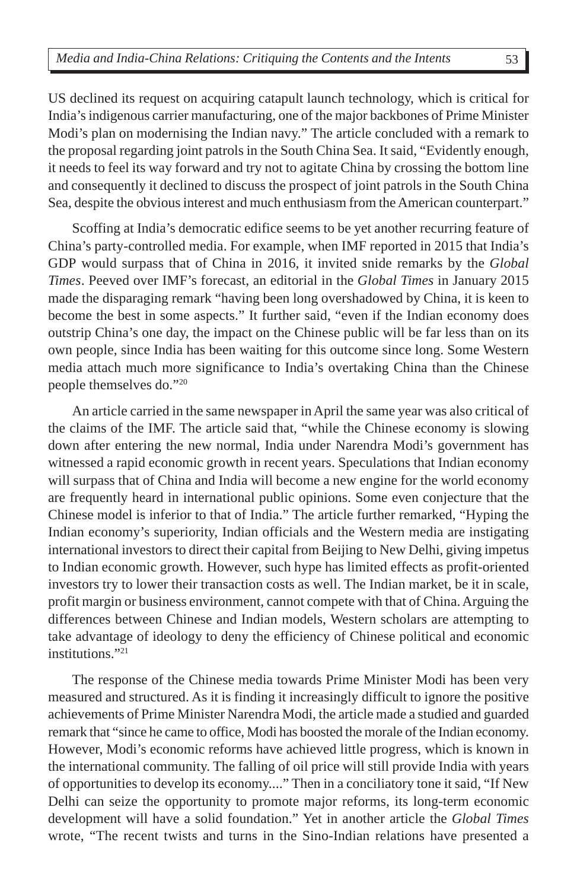US declined its request on acquiring catapult launch technology, which is critical for India's indigenous carrier manufacturing, one of the major backbones of Prime Minister Modi's plan on modernising the Indian navy." The article concluded with a remark to the proposal regarding joint patrols in the South China Sea. It said, "Evidently enough, it needs to feel its way forward and try not to agitate China by crossing the bottom line and consequently it declined to discuss the prospect of joint patrols in the South China Sea, despite the obvious interest and much enthusiasm from the American counterpart."

Scoffing at India's democratic edifice seems to be yet another recurring feature of China's party-controlled media. For example, when IMF reported in 2015 that India's GDP would surpass that of China in 2016, it invited snide remarks by the *Global Times*. Peeved over IMF's forecast, an editorial in the *Global Times* in January 2015 made the disparaging remark "having been long overshadowed by China, it is keen to become the best in some aspects." It further said, "even if the Indian economy does outstrip China's one day, the impact on the Chinese public will be far less than on its own people, since India has been waiting for this outcome since long. Some Western media attach much more significance to India's overtaking China than the Chinese people themselves do."[20]

An article carried in the same newspaper in April the same year was also critical of the claims of the IMF. The article said that, "while the Chinese economy is slowing down after entering the new normal, India under Narendra Modi's government has witnessed a rapid economic growth in recent years. Speculations that Indian economy will surpass that of China and India will become a new engine for the world economy are frequently heard in international public opinions. Some even conjecture that the Chinese model is inferior to that of India." The article further remarked, "Hyping the Indian economy's superiority, Indian officials and the Western media are instigating international investors to direct their capital from Beijing to New Delhi, giving impetus to Indian economic growth. However, such hype has limited effects as profit-oriented investors try to lower their transaction costs as well. The Indian market, be it in scale, profit margin or business environment, cannot compete with that of China. Arguing the differences between Chinese and Indian models, Western scholars are attempting to take advantage of ideology to deny the efficiency of Chinese political and economic institutions."[21]

The response of the Chinese media towards Prime Minister Modi has been very measured and structured. As it is finding it increasingly difficult to ignore the positive achievements of Prime Minister Narendra Modi, the article made a studied and guarded remark that "since he came to office, Modi has boosted the morale of the Indian economy. However, Modi's economic reforms have achieved little progress, which is known in the international community. The falling of oil price will still provide India with years of opportunities to develop its economy...." Then in a conciliatory tone it said, "If New Delhi can seize the opportunity to promote major reforms, its long-term economic development will have a solid foundation." Yet in another article the *Global Times* wrote, "The recent twists and turns in the Sino-Indian relations have presented a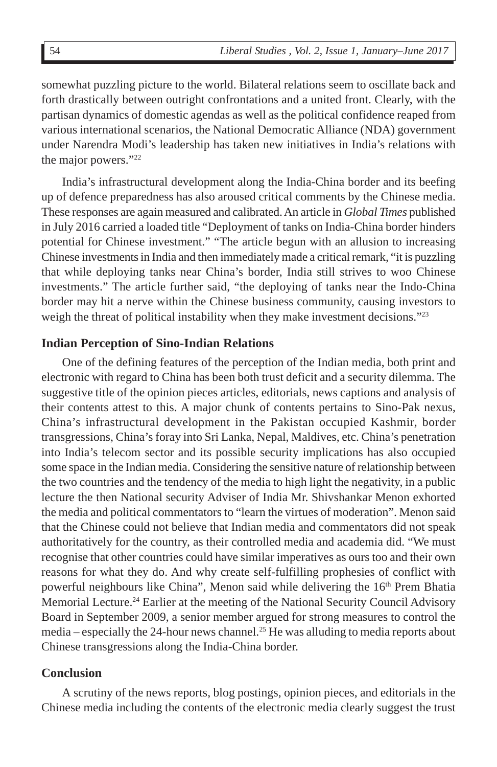somewhat puzzling picture to the world. Bilateral relations seem to oscillate back and forth drastically between outright confrontations and a united front. Clearly, with the partisan dynamics of domestic agendas as well as the political confidence reaped from various international scenarios, the National Democratic Alliance (NDA) government under Narendra Modi's leadership has taken new initiatives in India's relations with the major powers."[22]

India's infrastructural development along the India-China border and its beefing up of defence preparedness has also aroused critical comments by the Chinese media. These responses are again measured and calibrated. An article in *Global Times* published in July 2016 carried a loaded title "Deployment of tanks on India-China border hinders potential for Chinese investment." "The article begun with an allusion to increasing Chinese investments in India and then immediately made a critical remark, "it is puzzling that while deploying tanks near China's border, India still strives to woo Chinese investments." The article further said, "the deploying of tanks near the Indo-China border may hit a nerve within the Chinese business community, causing investors to weigh the threat of political instability when they make investment decisions."[23]

## Indian Perception of Sino-Indian Relations

One of the defining features of the perception of the Indian media, both print and electronic with regard to China has been both trust deficit and a security dilemma. The suggestive title of the opinion pieces articles, editorials, news captions and analysis of their contents attest to this. A major chunk of contents pertains to Sino-Pak nexus, China's infrastructural development in the Pakistan occupied Kashmir, border transgressions, China's foray into Sri Lanka, Nepal, Maldives, etc. China's penetration into India's telecom sector and its possible security implications has also occupied some space in the Indian media. Considering the sensitive nature of relationship between the two countries and the tendency of the media to high light the negativity, in a public lecture the then National security Adviser of India Mr. Shivshankar Menon exhorted the media and political commentators to "learn the virtues of moderation". Menon said that the Chinese could not believe that Indian media and commentators did not speak authoritatively for the country, as their controlled media and academia did. "We must recognise that other countries could have similar imperatives as ours too and their own reasons for what they do. And why create self-fulfilling prophesies of conflict with powerful neighbours like China", Menon said while delivering the 16th Prem Bhatia Memorial Lecture.[24] Earlier at the meeting of the National Security Council Advisory Board in September 2009, a senior member argued for strong measures to control the media – especially the 24-hour news channel.[25] He was alluding to media reports about Chinese transgressions along the India-China border.

## Conclusion

A scrutiny of the news reports, blog postings, opinion pieces, and editorials in the Chinese media including the contents of the electronic media clearly suggest the trust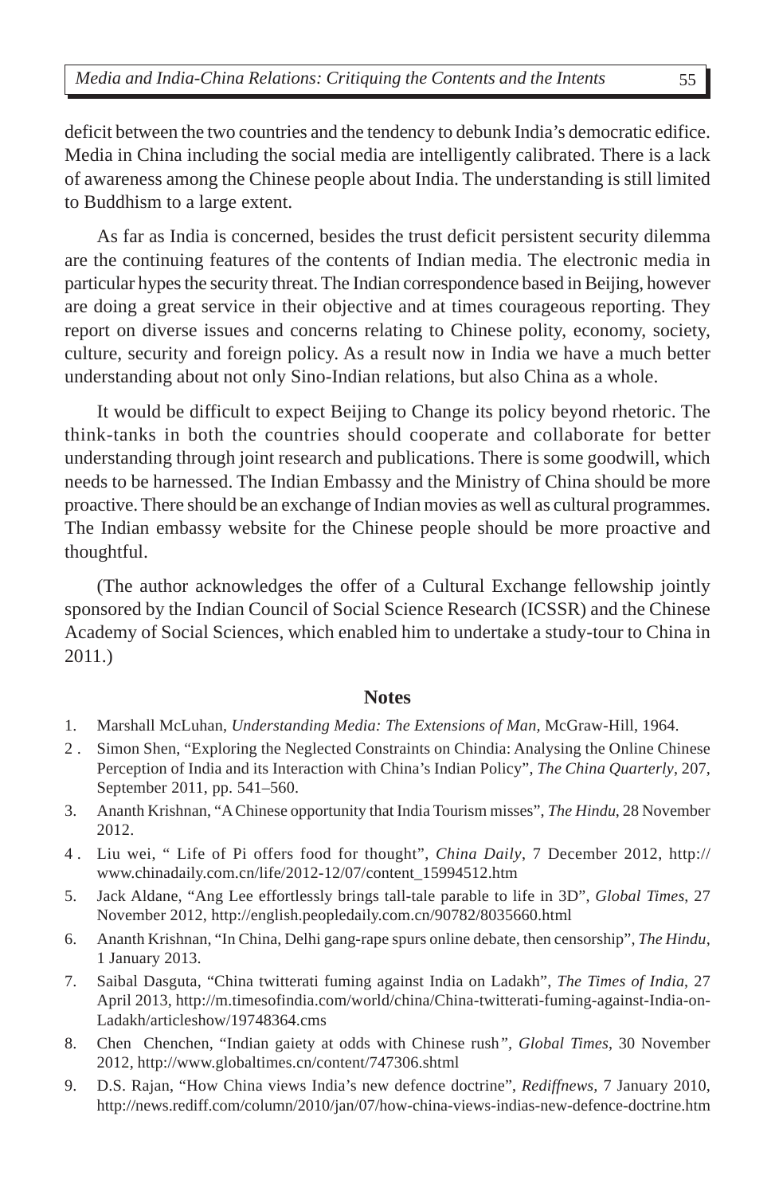deficit between the two countries and the tendency to debunk India's democratic edifice. Media in China including the social media are intelligently calibrated. There is a lack of awareness among the Chinese people about India. The understanding is still limited to Buddhism to a large extent.

As far as India is concerned, besides the trust deficit persistent security dilemma are the continuing features of the contents of Indian media. The electronic media in particular hypes the security threat. The Indian correspondence based in Beijing, however are doing a great service in their objective and at times courageous reporting. They report on diverse issues and concerns relating to Chinese polity, economy, society, culture, security and foreign policy. As a result now in India we have a much better understanding about not only Sino-Indian relations, but also China as a whole.

It would be difficult to expect Beijing to Change its policy beyond rhetoric. The think-tanks in both the countries should cooperate and collaborate for better understanding through joint research and publications. There is some goodwill, which needs to be harnessed. The Indian Embassy and the Ministry of China should be more proactive. There should be an exchange of Indian movies as well as cultural programmes. The Indian embassy website for the Chinese people should be more proactive and thoughtful.

(The author acknowledges the offer of a Cultural Exchange fellowship jointly sponsored by the Indian Council of Social Science Research (ICSSR) and the Chinese Academy of Social Sciences, which enabled him to undertake a study-tour to China in 2011.)

## Notes

1. Marshall McLuhan, *Understanding Media: The Extensions of Man,* McGraw-Hill, 1964.
2. Simon Shen, "Exploring the Neglected Constraints on Chindia: Analysing the Online Chinese Perception of India and its Interaction with China's Indian Policy", *The China Quarterly*, 207, September 2011, pp. 541–560.
3. Ananth Krishnan, "A Chinese opportunity that India Tourism misses", *The Hindu*, 28 November 2012.
4. Liu wei, " Life of Pi offers food for thought", *China Daily*, 7 December 2012, http://www.chinadaily.com.cn/life/2012-12/07/content_15994512.htm
5. Jack Aldane, "Ang Lee effortlessly brings tall-tale parable to life in 3D", *Global Times*, 27 November 2012, http://english.peopledaily.com.cn/90782/8035660.html
6. Ananth Krishnan, "In China, Delhi gang-rape spurs online debate, then censorship", *The Hindu*, 1 January 2013.
7. Saibal Dasguta, "China twitterati fuming against India on Ladakh", *The Times of India*, 27 April 2013, http://m.timesofindia.com/world/china/China-twitterati-fuming-against-India-on-Ladakh/articleshow/19748364.cms
8. Chen Chenchen, "Indian gaiety at odds with Chinese rush", *Global Times*, 30 November 2012, http://www.globaltimes.cn/content/747306.shtml
9. D.S. Rajan, "How China views India's new defence doctrine", *Rediffnews*, 7 January 2010, http://news.rediff.com/column/2010/jan/07/how-china-views-indias-new-defence-doctrine.htm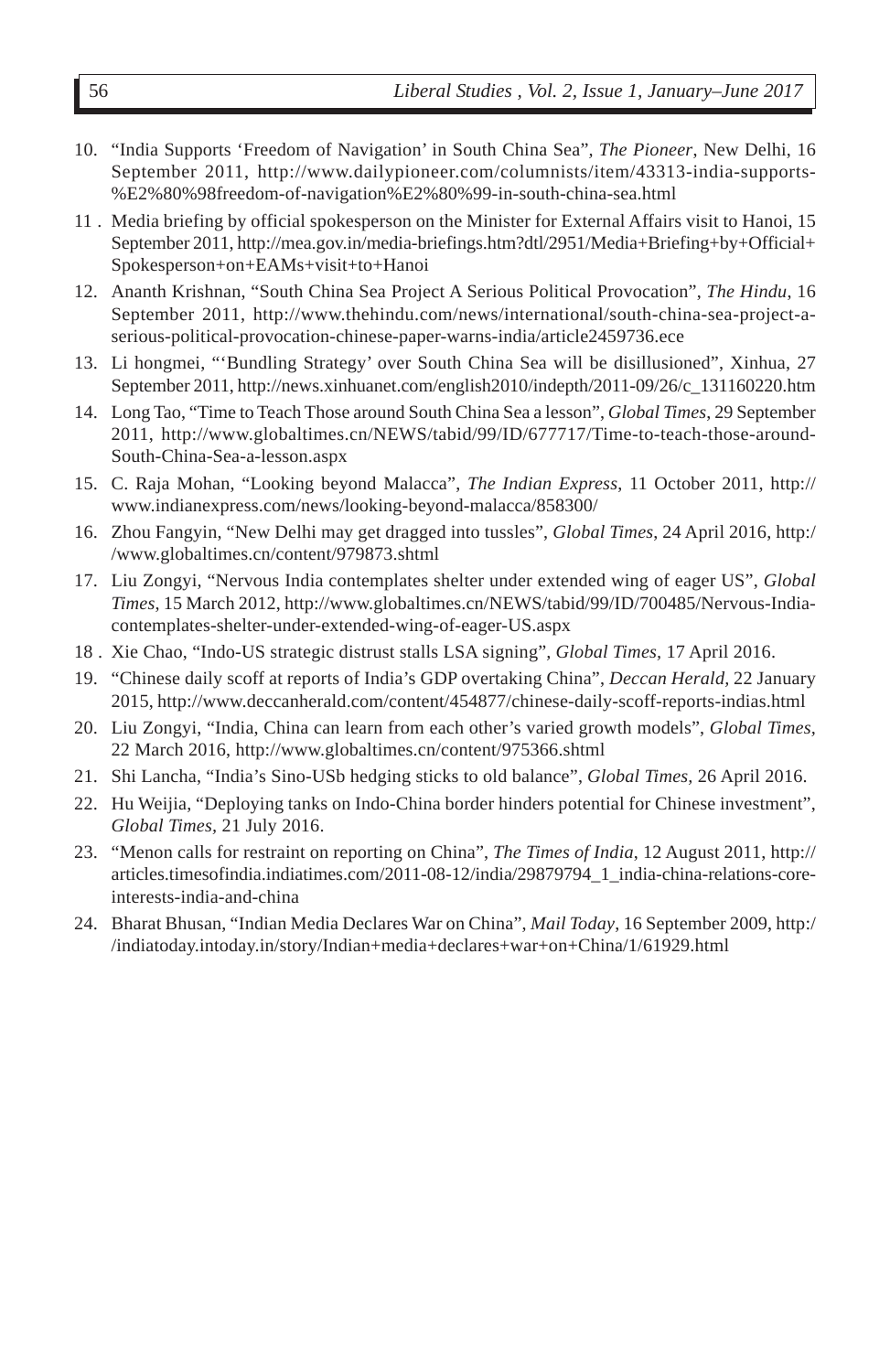10. "India Supports 'Freedom of Navigation' in South China Sea", *The Pioneer*, New Delhi, 16 September 2011, http://www.dailypioneer.com/columnists/item/43313-india-supports-%E2%80%98freedom-of-navigation%E2%80%99-in-south-china-sea.html

11 . Media briefing by official spokesperson on the Minister for External Affairs visit to Hanoi, 15 September 2011, http://mea.gov.in/media-briefings.htm?dtl/2951/Media+Briefing+by+Official+Spokesperson+on+EAMs+visit+to+Hanoi

12. Ananth Krishnan, "South China Sea Project A Serious Political Provocation", *The Hindu*, 16 September 2011, http://www.thehindu.com/news/international/south-china-sea-project-a-serious-political-provocation-chinese-paper-warns-india/article2459736.ece

13. Li hongmei, "'Bundling Strategy' over South China Sea will be disillusioned", Xinhua, 27 September 2011, http://news.xinhuanet.com/english2010/indepth/2011-09/26/c_131160220.htm

14. Long Tao, "Time to Teach Those around South China Sea a lesson", *Global Times*, 29 September 2011, http://www.globaltimes.cn/NEWS/tabid/99/ID/677717/Time-to-teach-those-around-South-China-Sea-a-lesson.aspx

15. C. Raja Mohan, "Looking beyond Malacca", *The Indian Express*, 11 October 2011, http://www.indianexpress.com/news/looking-beyond-malacca/858300/

16. Zhou Fangyin, "New Delhi may get dragged into tussles", *Global Times*, 24 April 2016, http://www.globaltimes.cn/content/979873.shtml

17. Liu Zongyi, "Nervous India contemplates shelter under extended wing of eager US", *Global Times*, 15 March 2012, http://www.globaltimes.cn/NEWS/tabid/99/ID/700485/Nervous-India-contemplates-shelter-under-extended-wing-of-eager-US.aspx

18 . Xie Chao, "Indo-US strategic distrust stalls LSA signing", *Global Times,* 17 April 2016.

19. "Chinese daily scoff at reports of India's GDP overtaking China", *Deccan Herald*, 22 January 2015, http://www.deccanherald.com/content/454877/chinese-daily-scoff-reports-indias.html

20. Liu Zongyi, "India, China can learn from each other's varied growth models", *Global Times,* 22 March 2016, http://www.globaltimes.cn/content/975366.shtml

21. Shi Lancha, "India's Sino-USb hedging sticks to old balance", *Global Times*, 26 April 2016.

22. Hu Weijia, "Deploying tanks on Indo-China border hinders potential for Chinese investment", *Global Times*, 21 July 2016.

23. "Menon calls for restraint on reporting on China", *The Times of India*, 12 August 2011, http://articles.timesofindia.indiatimes.com/2011-08-12/india/29879794_1_india-china-relations-core-interests-india-and-china

24. Bharat Bhusan, "Indian Media Declares War on China", *Mail Today*, 16 September 2009, http://indiatoday.intoday.in/story/Indian+media+declares+war+on+China/1/61929.html